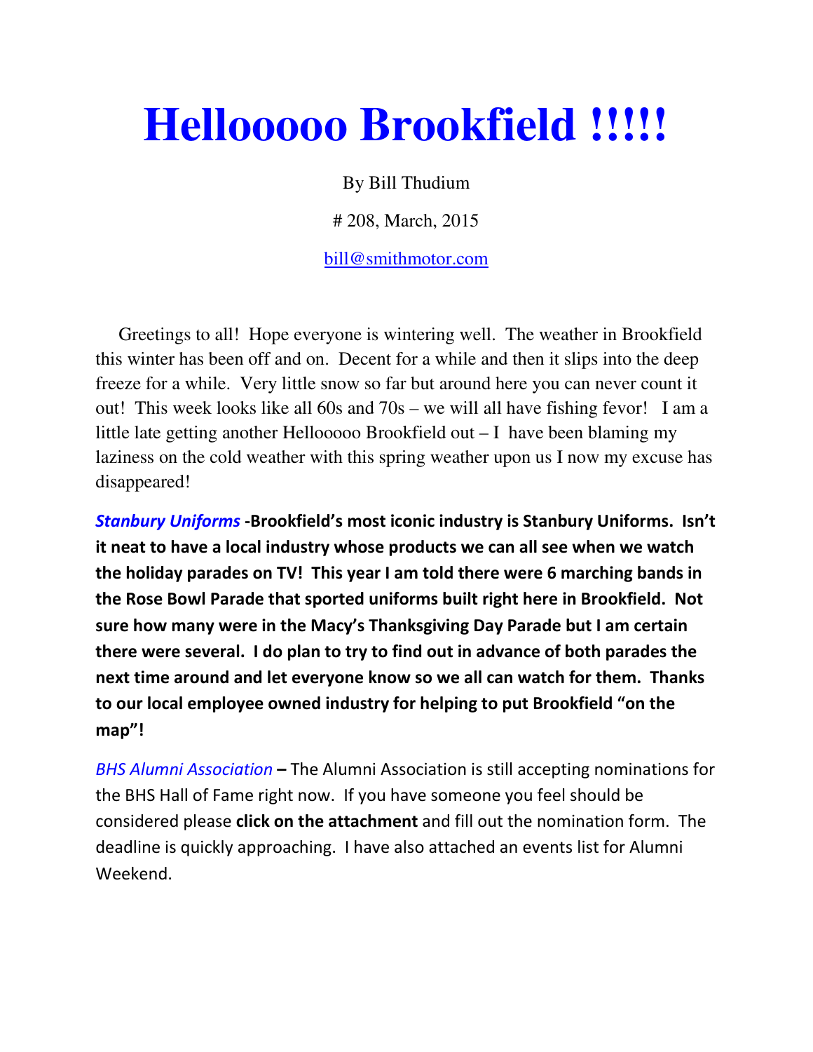# Hellooooo Brookfield !!!!!

By Bill Thudium

# 208, March, 2015

bill@smithmotor.com

Greetings to all! Hope everyone is wintering well. The weather in Brookfield this winter has been off and on. Decent for a while and then it slips into the deep freeze for a while. Very little snow so far but around here you can never count it out! This week looks like all 60s and 70s – we will all have fishing fevor! I am a little late getting another Hellooooo Brookfield out – I have been blaming my laziness on the cold weather with this spring weather upon us I now my excuse has disappeared!

***Stanbury Uniforms*** **-Brookfield's most iconic industry is Stanbury Uniforms. Isn't it neat to have a local industry whose products we can all see when we watch the holiday parades on TV! This year I am told there were 6 marching bands in the Rose Bowl Parade that sported uniforms built right here in Brookfield. Not sure how many were in the Macy's Thanksgiving Day Parade but I am certain there were several. I do plan to try to find out in advance of both parades the next time around and let everyone know so we all can watch for them. Thanks to our local employee owned industry for helping to put Brookfield "on the map"!**

*BHS Alumni Association* **–** The Alumni Association is still accepting nominations for the BHS Hall of Fame right now. If you have someone you feel should be considered please **click on the attachment** and fill out the nomination form. The deadline is quickly approaching. I have also attached an events list for Alumni Weekend.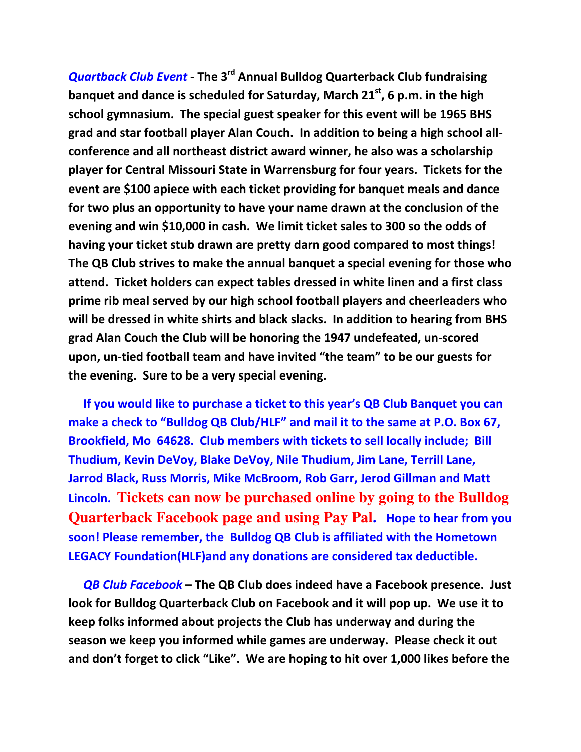***Quartback Club Event*** **- The 3rd Annual Bulldog Quarterback Club fundraising banquet and dance is scheduled for Saturday, March 21st, 6 p.m. in the high school gymnasium. The special guest speaker for this event will be 1965 BHS grad and star football player Alan Couch. In addition to being a high school all-conference and all northeast district award winner, he also was a scholarship player for Central Missouri State in Warrensburg for four years. Tickets for the event are $100 apiece with each ticket providing for banquet meals and dance for two plus an opportunity to have your name drawn at the conclusion of the evening and win $10,000 in cash. We limit ticket sales to 300 so the odds of having your ticket stub drawn are pretty darn good compared to most things! The QB Club strives to make the annual banquet a special evening for those who attend. Ticket holders can expect tables dressed in white linen and a first class prime rib meal served by our high school football players and cheerleaders who will be dressed in white shirts and black slacks. In addition to hearing from BHS grad Alan Couch the Club will be honoring the 1947 undefeated, un-scored upon, un-tied football team and have invited "the team" to be our guests for the evening. Sure to be a very special evening.**

**If you would like to purchase a ticket to this year's QB Club Banquet you can make a check to "Bulldog QB Club/HLF" and mail it to the same at P.O. Box 67, Brookfield, Mo 64628. Club members with tickets to sell locally include; Bill Thudium, Kevin DeVoy, Blake DeVoy, Nile Thudium, Jim Lane, Terrill Lane, Jarrod Black, Russ Morris, Mike McBroom, Rob Garr, Jerod Gillman and Matt Lincoln. Tickets can now be purchased online by going to the Bulldog Quarterback Facebook page and using Pay Pal. Hope to hear from you soon! Please remember, the Bulldog QB Club is affiliated with the Hometown LEGACY Foundation(HLF)and any donations are considered tax deductible.**

***QB Club Facebook*** **– The QB Club does indeed have a Facebook presence. Just look for Bulldog Quarterback Club on Facebook and it will pop up. We use it to keep folks informed about projects the Club has underway and during the season we keep you informed while games are underway. Please check it out and don't forget to click "Like". We are hoping to hit over 1,000 likes before the**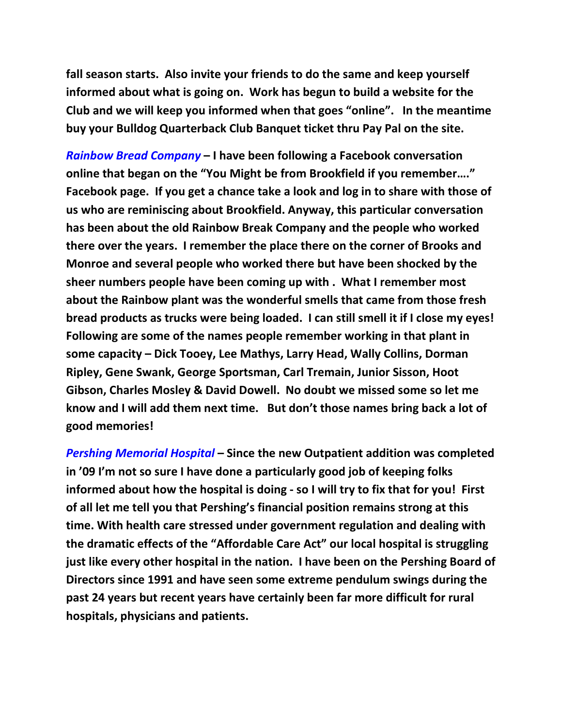**fall season starts. Also invite your friends to do the same and keep yourself informed about what is going on. Work has begun to build a website for the Club and we will keep you informed when that goes "online". In the meantime buy your Bulldog Quarterback Club Banquet ticket thru Pay Pal on the site.**

***Rainbow Bread Company*** **– I have been following a Facebook conversation online that began on the "You Might be from Brookfield if you remember…." Facebook page. If you get a chance take a look and log in to share with those of us who are reminiscing about Brookfield. Anyway, this particular conversation has been about the old Rainbow Break Company and the people who worked there over the years. I remember the place there on the corner of Brooks and Monroe and several people who worked there but have been shocked by the sheer numbers people have been coming up with . What I remember most about the Rainbow plant was the wonderful smells that came from those fresh bread products as trucks were being loaded. I can still smell it if I close my eyes! Following are some of the names people remember working in that plant in some capacity – Dick Tooey, Lee Mathys, Larry Head, Wally Collins, Dorman Ripley, Gene Swank, George Sportsman, Carl Tremain, Junior Sisson, Hoot Gibson, Charles Mosley & David Dowell. No doubt we missed some so let me know and I will add them next time. But don't those names bring back a lot of good memories!**

***Pershing Memorial Hospital*** **– Since the new Outpatient addition was completed in '09 I'm not so sure I have done a particularly good job of keeping folks informed about how the hospital is doing - so I will try to fix that for you! First of all let me tell you that Pershing's financial position remains strong at this time. With health care stressed under government regulation and dealing with the dramatic effects of the "Affordable Care Act" our local hospital is struggling just like every other hospital in the nation. I have been on the Pershing Board of Directors since 1991 and have seen some extreme pendulum swings during the past 24 years but recent years have certainly been far more difficult for rural hospitals, physicians and patients.**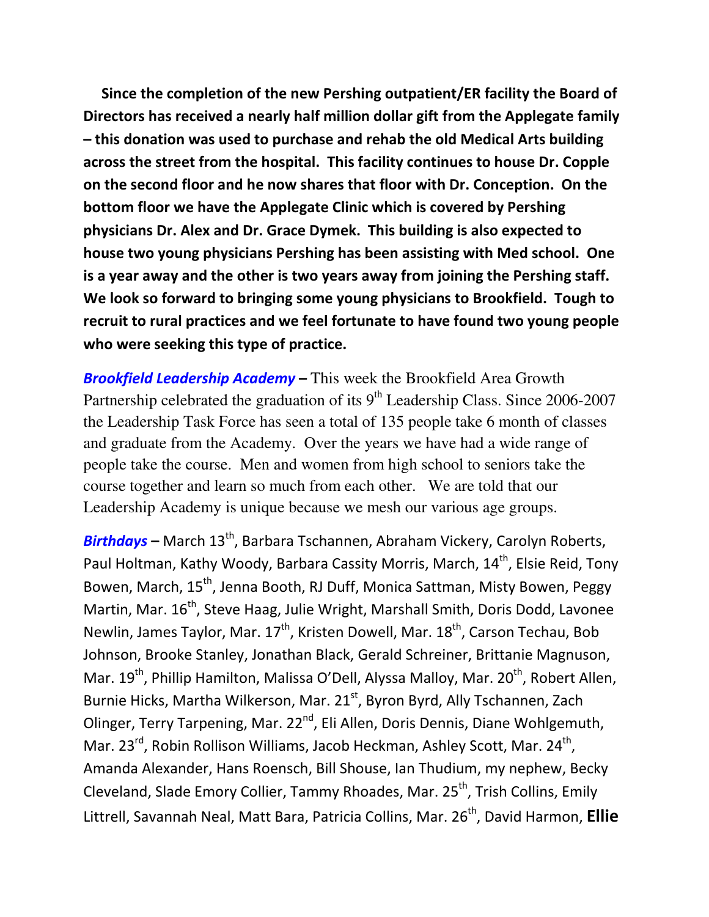**Since the completion of the new Pershing outpatient/ER facility the Board of Directors has received a nearly half million dollar gift from the Applegate family – this donation was used to purchase and rehab the old Medical Arts building across the street from the hospital. This facility continues to house Dr. Copple on the second floor and he now shares that floor with Dr. Conception. On the bottom floor we have the Applegate Clinic which is covered by Pershing physicians Dr. Alex and Dr. Grace Dymek. This building is also expected to house two young physicians Pershing has been assisting with Med school. One is a year away and the other is two years away from joining the Pershing staff. We look so forward to bringing some young physicians to Brookfield. Tough to recruit to rural practices and we feel fortunate to have found two young people who were seeking this type of practice.**

***Brookfield Leadership Academy* –** This week the Brookfield Area Growth Partnership celebrated the graduation of its 9th Leadership Class. Since 2006-2007 the Leadership Task Force has seen a total of 135 people take 6 month of classes and graduate from the Academy. Over the years we have had a wide range of people take the course. Men and women from high school to seniors take the course together and learn so much from each other. We are told that our Leadership Academy is unique because we mesh our various age groups.

***Birthdays* –** March 13th, Barbara Tschannen, Abraham Vickery, Carolyn Roberts, Paul Holtman, Kathy Woody, Barbara Cassity Morris, March, 14th, Elsie Reid, Tony Bowen, March, 15th, Jenna Booth, RJ Duff, Monica Sattman, Misty Bowen, Peggy Martin, Mar. 16th, Steve Haag, Julie Wright, Marshall Smith, Doris Dodd, Lavonee Newlin, James Taylor, Mar. 17th, Kristen Dowell, Mar. 18th, Carson Techau, Bob Johnson, Brooke Stanley, Jonathan Black, Gerald Schreiner, Brittanie Magnuson, Mar. 19th, Phillip Hamilton, Malissa O'Dell, Alyssa Malloy, Mar. 20th, Robert Allen, Burnie Hicks, Martha Wilkerson, Mar. 21st, Byron Byrd, Ally Tschannen, Zach Olinger, Terry Tarpening, Mar. 22nd, Eli Allen, Doris Dennis, Diane Wohlgemuth, Mar. 23rd, Robin Rollison Williams, Jacob Heckman, Ashley Scott, Mar. 24th, Amanda Alexander, Hans Roensch, Bill Shouse, Ian Thudium, my nephew, Becky Cleveland, Slade Emory Collier, Tammy Rhoades, Mar. 25th, Trish Collins, Emily Littrell, Savannah Neal, Matt Bara, Patricia Collins, Mar. 26th, David Harmon, **Ellie**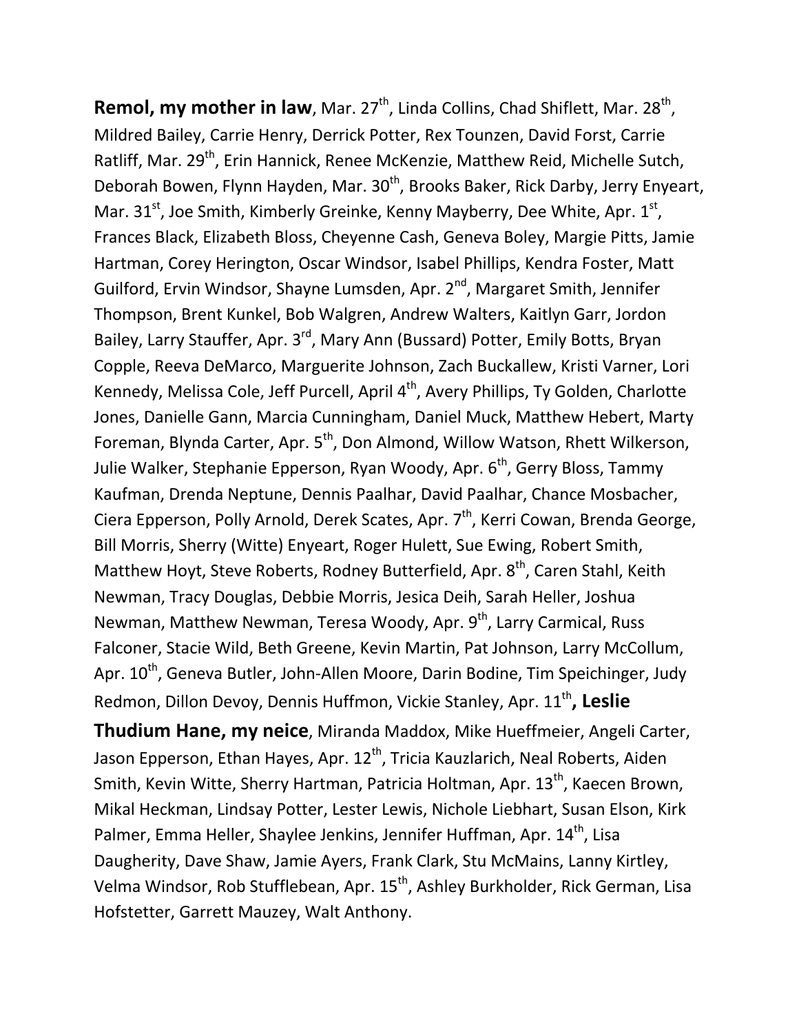**Remol, my mother in law**, Mar. 27th, Linda Collins, Chad Shiflett, Mar. 28th, Mildred Bailey, Carrie Henry, Derrick Potter, Rex Tounzen, David Forst, Carrie Ratliff, Mar. 29th, Erin Hannick, Renee McKenzie, Matthew Reid, Michelle Sutch, Deborah Bowen, Flynn Hayden, Mar. 30th, Brooks Baker, Rick Darby, Jerry Enyeart, Mar. 31st, Joe Smith, Kimberly Greinke, Kenny Mayberry, Dee White, Apr. 1st, Frances Black, Elizabeth Bloss, Cheyenne Cash, Geneva Boley, Margie Pitts, Jamie Hartman, Corey Herington, Oscar Windsor, Isabel Phillips, Kendra Foster, Matt Guilford, Ervin Windsor, Shayne Lumsden, Apr. 2nd, Margaret Smith, Jennifer Thompson, Brent Kunkel, Bob Walgren, Andrew Walters, Kaitlyn Garr, Jordon Bailey, Larry Stauffer, Apr. 3rd, Mary Ann (Bussard) Potter, Emily Botts, Bryan Copple, Reeva DeMarco, Marguerite Johnson, Zach Buckallew, Kristi Varner, Lori Kennedy, Melissa Cole, Jeff Purcell, April 4th, Avery Phillips, Ty Golden, Charlotte Jones, Danielle Gann, Marcia Cunningham, Daniel Muck, Matthew Hebert, Marty Foreman, Blynda Carter, Apr. 5th, Don Almond, Willow Watson, Rhett Wilkerson, Julie Walker, Stephanie Epperson, Ryan Woody, Apr. 6th, Gerry Bloss, Tammy Kaufman, Drenda Neptune, Dennis Paalhar, David Paalhar, Chance Mosbacher, Ciera Epperson, Polly Arnold, Derek Scates, Apr. 7th, Kerri Cowan, Brenda George, Bill Morris, Sherry (Witte) Enyeart, Roger Hulett, Sue Ewing, Robert Smith, Matthew Hoyt, Steve Roberts, Rodney Butterfield, Apr. 8th, Caren Stahl, Keith Newman, Tracy Douglas, Debbie Morris, Jesica Deih, Sarah Heller, Joshua Newman, Matthew Newman, Teresa Woody, Apr. 9th, Larry Carmical, Russ Falconer, Stacie Wild, Beth Greene, Kevin Martin, Pat Johnson, Larry McCollum, Apr. 10th, Geneva Butler, John-Allen Moore, Darin Bodine, Tim Speichinger, Judy Redmon, Dillon Devoy, Dennis Huffmon, Vickie Stanley, Apr. 11th**, Leslie Thudium Hane, my neice**, Miranda Maddox, Mike Hueffmeier, Angeli Carter, Jason Epperson, Ethan Hayes, Apr. 12th, Tricia Kauzlarich, Neal Roberts, Aiden Smith, Kevin Witte, Sherry Hartman, Patricia Holtman, Apr. 13th, Kaecen Brown, Mikal Heckman, Lindsay Potter, Lester Lewis, Nichole Liebhart, Susan Elson, Kirk Palmer, Emma Heller, Shaylee Jenkins, Jennifer Huffman, Apr. 14th, Lisa Daugherity, Dave Shaw, Jamie Ayers, Frank Clark, Stu McMains, Lanny Kirtley, Velma Windsor, Rob Stufflebean, Apr. 15th, Ashley Burkholder, Rick German, Lisa Hofstetter, Garrett Mauzey, Walt Anthony.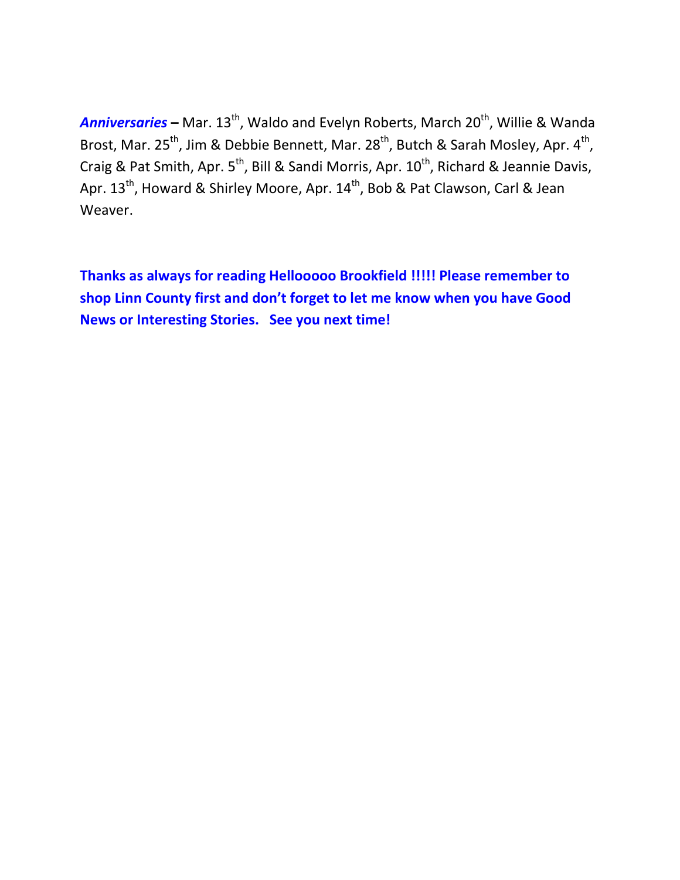***Anniversaries*** **–** Mar. 13th, Waldo and Evelyn Roberts, March 20th, Willie & Wanda Brost, Mar. 25th, Jim & Debbie Bennett, Mar. 28th, Butch & Sarah Mosley, Apr. 4th, Craig & Pat Smith, Apr. 5th, Bill & Sandi Morris, Apr. 10th, Richard & Jeannie Davis, Apr. 13th, Howard & Shirley Moore, Apr. 14th, Bob & Pat Clawson, Carl & Jean Weaver.

**Thanks as always for reading Hellooooo Brookfield !!!!! Please remember to shop Linn County first and don't forget to let me know when you have Good News or Interesting Stories. See you next time!**